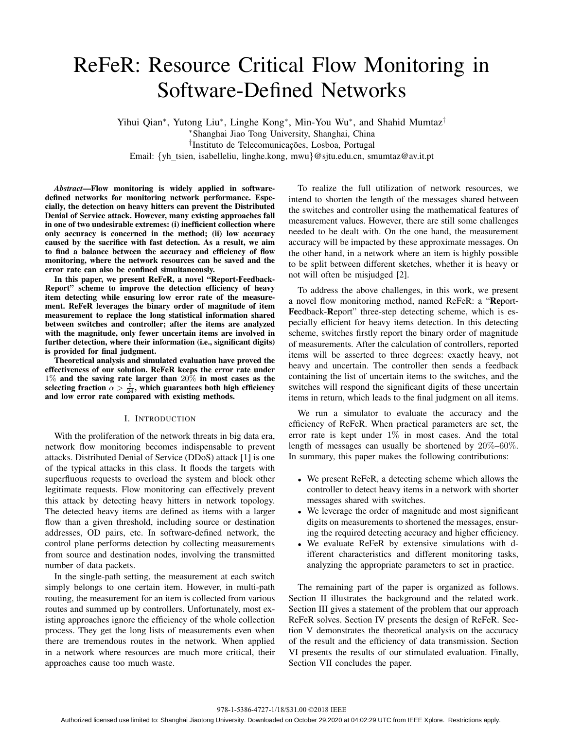# ReFeR: Resource Critical Flow Monitoring in Software-Defined Networks

Yihui Qian*, Yutong Liu*, Linghe Kong*, Min-You Wu*, and Shahid Mumtaz†

*Shanghai Jiao Tong University, Shanghai, China

†Instituto de Telecomunicações, Losboa, Portugal

Email: {yh_tsien, isabelleliu, linghe.kong, mwu}@sjtu.edu.cn, smumtaz@av.it.pt

***Abstract*—Flow monitoring is widely applied in software-defined networks for monitoring network performance. Especially, the detection on heavy hitters can prevent the Distributed Denial of Service attack. However, many existing approaches fall in one of two undesirable extremes: (i) inefficient collection where only accuracy is concerned in the method; (ii) low accuracy caused by the sacrifice with fast detection. As a result, we aim to find a balance between the accuracy and efficiency of flow monitoring, where the network resources can be saved and the error rate can also be confined simultaneously.**

**In this paper, we present ReFeR, a novel "Report-Feedback-Report" scheme to improve the detection efficiency of heavy item detecting while ensuring low error rate of the measurement. ReFeR leverages the binary order of magnitude of item measurement to replace the long statistical information shared between switches and controller; after the items are analyzed with the magnitude, only fewer uncertain items are involved in further detection, where their information (i.e., significant digits) is provided for final judgment.**

**Theoretical analysis and simulated evaluation have proved the effectiveness of our solution. ReFeR keeps the error rate under $1\%$ and the saving rate larger than $20\%$ in most cases as the selecting fraction $\alpha > \frac{5}{24}$, which guarantees both high efficiency and low error rate compared with existing methods.**

## I. Introduction

With the proliferation of the network threats in big data era, network flow monitoring becomes indispensable to prevent attacks. Distributed Denial of Service (DDoS) attack [1] is one of the typical attacks in this class. It floods the targets with superfluous requests to overload the system and block other legitimate requests. Flow monitoring can effectively prevent this attack by detecting heavy hitters in network topology. The detected heavy items are defined as items with a larger flow than a given threshold, including source or destination addresses, OD pairs, etc. In software-defined network, the control plane performs detection by collecting measurements from source and destination nodes, involving the transmitted number of data packets.

In the single-path setting, the measurement at each switch simply belongs to one certain item. However, in multi-path routing, the measurement for an item is collected from various routes and summed up by controllers. Unfortunately, most existing approaches ignore the efficiency of the whole collection process. They get the long lists of measurements even when there are tremendous routes in the network. When applied in a network where resources are much more critical, their approaches cause too much waste.

To realize the full utilization of network resources, we intend to shorten the length of the messages shared between the switches and controller using the mathematical features of measurement values. However, there are still some challenges needed to be dealt with. On the one hand, the measurement accuracy will be impacted by these approximate messages. On the other hand, in a network where an item is highly possible to be split between different sketches, whether it is heavy or not will often be misjudged [2].

To address the above challenges, in this work, we present a novel flow monitoring method, named ReFeR: a "**Re**port-**Fe**edback-**R**eport" three-step detecting scheme, which is especially efficient for heavy items detection. In this detecting scheme, switches firstly report the binary order of magnitude of measurements. After the calculation of controllers, reported items will be asserted to three degrees: exactly heavy, not heavy and uncertain. The controller then sends a feedback containing the list of uncertain items to the switches, and the switches will respond the significant digits of these uncertain items in return, which leads to the final judgment on all items.

We run a simulator to evaluate the accuracy and the efficiency of ReFeR. When practical parameters are set, the error rate is kept under $1\%$ in most cases. And the total length of messages can usually be shortened by $20\%$–$60\%$. In summary, this paper makes the following contributions:

- We present ReFeR, a detecting scheme which allows the controller to detect heavy items in a network with shorter messages shared with switches.
- We leverage the order of magnitude and most significant digits on measurements to shortened the messages, ensuring the required detecting accuracy and higher efficiency.
- We evaluate ReFeR by extensive simulations with different characteristics and different monitoring tasks, analyzing the appropriate parameters to set in practice.

The remaining part of the paper is organized as follows. Section II illustrates the background and the related work. Section III gives a statement of the problem that our approach ReFeR solves. Section IV presents the design of ReFeR. Section V demonstrates the theoretical analysis on the accuracy of the result and the efficiency of data transmission. Section VI presents the results of our stimulated evaluation. Finally, Section VII concludes the paper.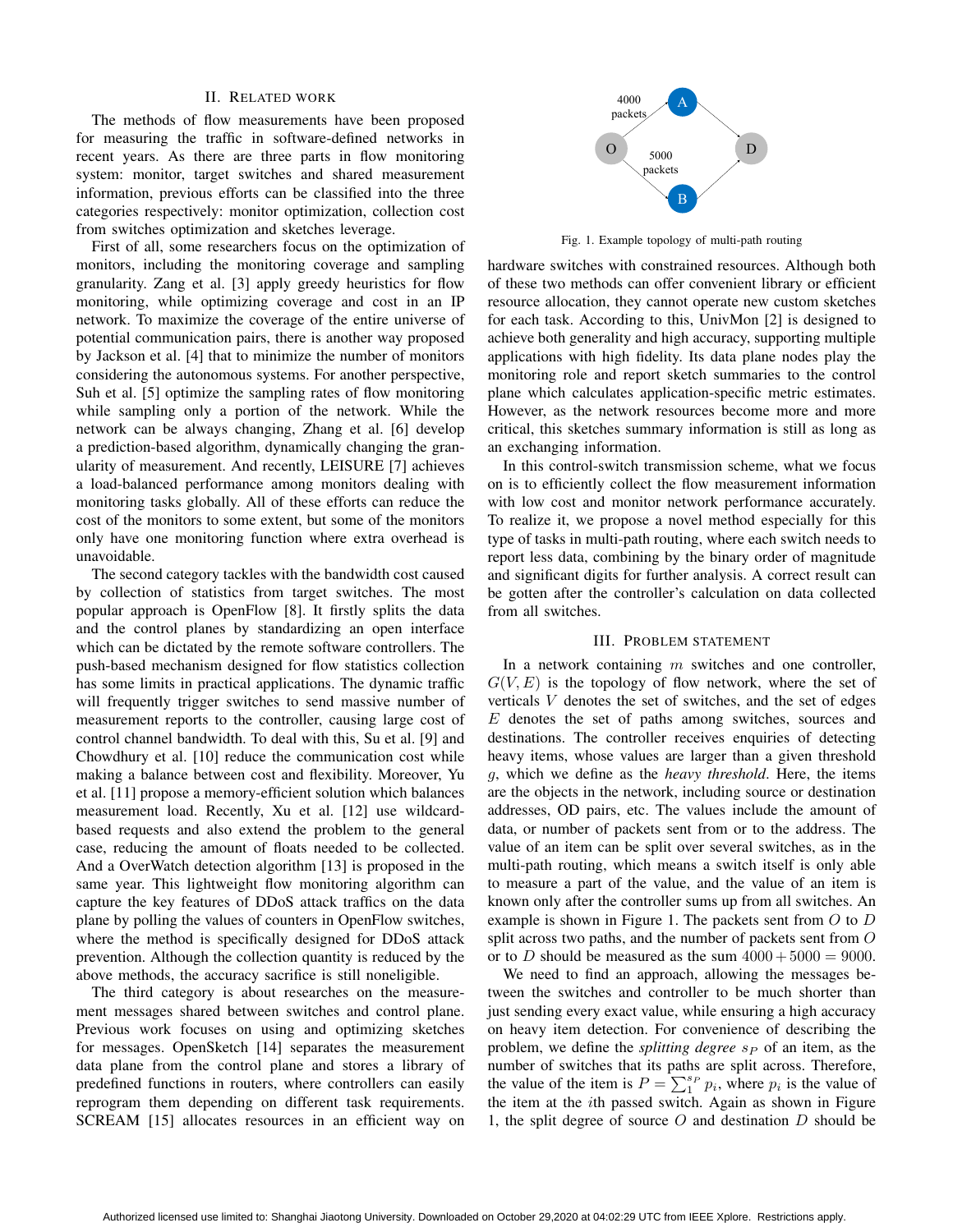## II. Related Work

The methods of flow measurements have been proposed for measuring the traffic in software-defined networks in recent years. As there are three parts in flow monitoring system: monitor, target switches and shared measurement information, previous efforts can be classified into the three categories respectively: monitor optimization, collection cost from switches optimization and sketches leverage.

First of all, some researchers focus on the optimization of monitors, including the monitoring coverage and sampling granularity. Zang et al. [3] apply greedy heuristics for flow monitoring, while optimizing coverage and cost in an IP network. To maximize the coverage of the entire universe of potential communication pairs, there is another way proposed by Jackson et al. [4] that to minimize the number of monitors considering the autonomous systems. For another perspective, Suh et al. [5] optimize the sampling rates of flow monitoring while sampling only a portion of the network. While the network can be always changing, Zhang et al. [6] develop a prediction-based algorithm, dynamically changing the granularity of measurement. And recently, LEISURE [7] achieves a load-balanced performance among monitors dealing with monitoring tasks globally. All of these efforts can reduce the cost of the monitors to some extent, but some of the monitors only have one monitoring function where extra overhead is unavoidable.

The second category tackles with the bandwidth cost caused by collection of statistics from target switches. The most popular approach is OpenFlow [8]. It firstly splits the data and the control planes by standardizing an open interface which can be dictated by the remote software controllers. The push-based mechanism designed for flow statistics collection has some limits in practical applications. The dynamic traffic will frequently trigger switches to send massive number of measurement reports to the controller, causing large cost of control channel bandwidth. To deal with this, Su et al. [9] and Chowdhury et al. [10] reduce the communication cost while making a balance between cost and flexibility. Moreover, Yu et al. [11] propose a memory-efficient solution which balances measurement load. Recently, Xu et al. [12] use wildcard-based requests and also extend the problem to the general case, reducing the amount of floats needed to be collected. And a OverWatch detection algorithm [13] is proposed in the same year. This lightweight flow monitoring algorithm can capture the key features of DDoS attack traffics on the data plane by polling the values of counters in OpenFlow switches, where the method is specifically designed for DDoS attack prevention. Although the collection quantity is reduced by the above methods, the accuracy sacrifice is still noneligible.

The third category is about researches on the measurement messages shared between switches and control plane. Previous work focuses on using and optimizing sketches for messages. OpenSketch [14] separates the measurement data plane from the control plane and stores a library of predefined functions in routers, where controllers can easily reprogram them depending on different task requirements. SCREAM [15] allocates resources in an efficient way on hardware switches with constrained resources. Although both of these two methods can offer convenient library or efficient resource allocation, they cannot operate new custom sketches for each task. According to this, UnivMon [2] is designed to achieve both generality and high accuracy, supporting multiple applications with high fidelity. Its data plane nodes play the monitoring role and report sketch summaries to the control plane which calculates application-specific metric estimates. However, as the network resources become more and more critical, this sketches summary information is still as long as an exchanging information.

In this control-switch transmission scheme, what we focus on is to efficiently collect the flow measurement information with low cost and monitor network performance accurately. To realize it, we propose a novel method especially for this type of tasks in multi-path routing, where each switch needs to report less data, combining by the binary order of magnitude and significant digits for further analysis. A correct result can be gotten after the controller's calculation on data collected from all switches.

4000
packets
A
O
5000
packets
D
B

Fig. 1. Example topology of multi-path routing

## III. Problem Statement

In a network containing $m$ switches and one controller, $G(V, E)$ is the topology of flow network, where the set of verticals $V$ denotes the set of switches, and the set of edges $E$ denotes the set of paths among switches, sources and destinations. The controller receives enquiries of detecting heavy items, whose values are larger than a given threshold $g$, which we define as the *heavy threshold*. Here, the items are the objects in the network, including source or destination addresses, OD pairs, etc. The values include the amount of data, or number of packets sent from or to the address. The value of an item can be split over several switches, as in the multi-path routing, which means a switch itself is only able to measure a part of the value, and the value of an item is known only after the controller sums up from all switches. An example is shown in Figure 1. The packets sent from $O$ to $D$ split across two paths, and the number of packets sent from $O$ or to $D$ should be measured as the sum $4000 + 5000 = 9000$.

We need to find an approach, allowing the messages between the switches and controller to be much shorter than just sending every exact value, while ensuring a high accuracy on heavy item detection. For convenience of describing the problem, we define the *splitting degree* $s_P$ of an item, as the number of switches that its paths are split across. Therefore, the value of the item is $P = \sum_1^{s_P} p_i$, where $p_i$ is the value of the item at the $i$th passed switch. Again as shown in Figure 1, the split degree of source $O$ and destination $D$ should be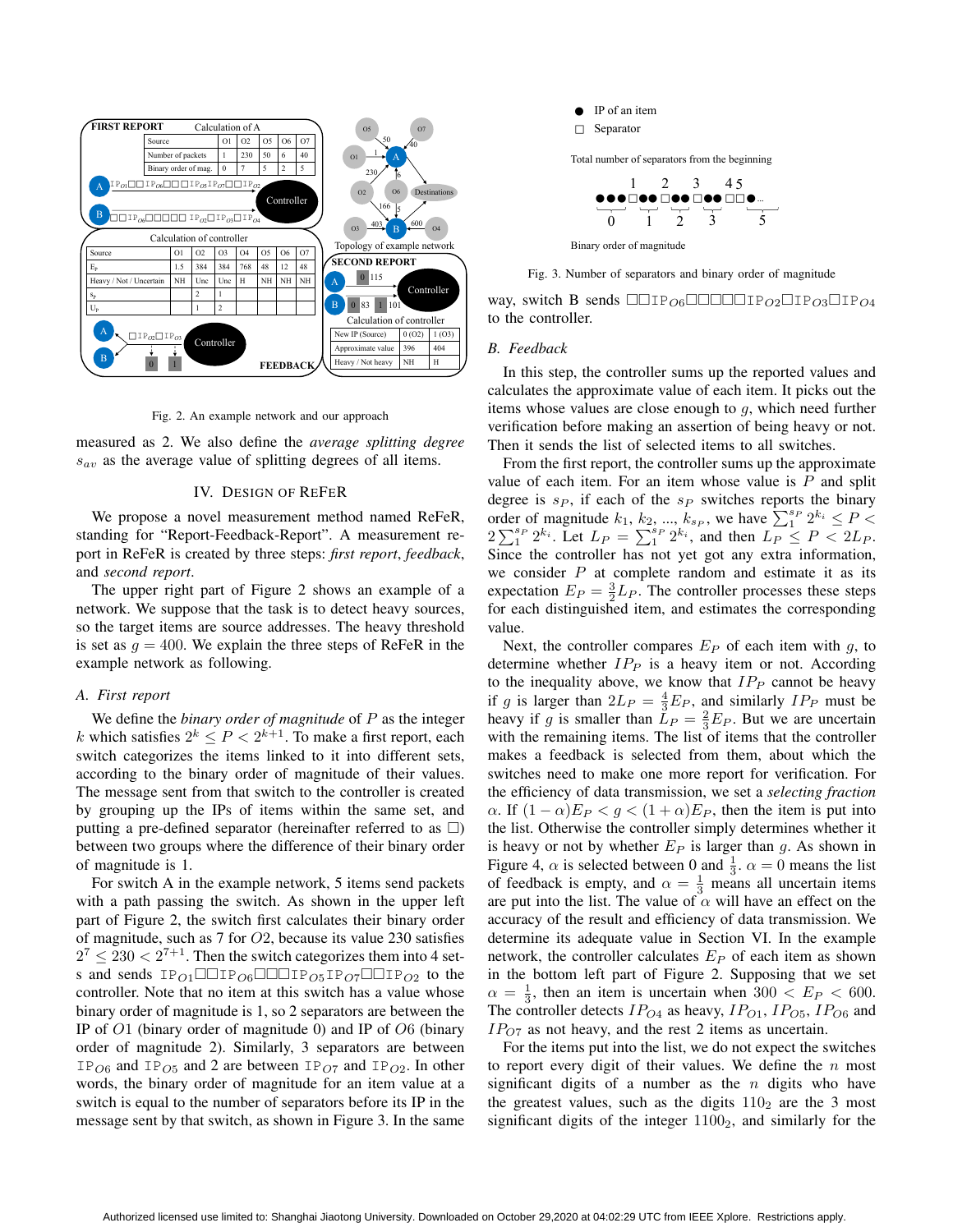Fig. 2. An example network and our approach

measured as 2. We also define the *average splitting degree* $s_{av}$ as the average value of splitting degrees of all items.

## IV. Design of ReFeR

We propose a novel measurement method named ReFeR, standing for "Report-Feedback-Report". A measurement report in ReFeR is created by three steps: *first report*, *feedback*, and *second report*.

The upper right part of Figure 2 shows an example of a network. We suppose that the task is to detect heavy sources, so the target items are source addresses. The heavy threshold is set as $g = 400$. We explain the three steps of ReFeR in the example network as following.

### A. First report

We define the *binary order of magnitude* of $P$ as the integer $k$ which satisfies $2^k \leq P < 2^{k+1}$. To make a first report, each switch categorizes the items linked to it into different sets, according to the binary order of magnitude of their values. The message sent from that switch to the controller is created by grouping up the IPs of items within the same set, and putting a pre-defined separator (hereinafter referred to as □) between two groups where the difference of their binary order of magnitude is 1.

For switch A in the example network, 5 items send packets with a path passing the switch. As shown in the upper left part of Figure 2, the switch first calculates their binary order of magnitude, such as 7 for $O2$, because its value 230 satisfies $2^7 \leq 230 < 2^{7+1}$. Then the switch categorizes them into 4 sets and sends $\texttt{IP}_{O1}$□□$\texttt{IP}_{O6}$□□□$\texttt{IP}_{O5}\texttt{IP}_{O7}$□□$\texttt{IP}_{O2}$ to the controller. Note that no item at this switch has a value whose binary order of magnitude is 1, so 2 separators are between the IP of $O1$ (binary order of magnitude 0) and IP of $O6$ (binary order of magnitude 2). Similarly, 3 separators are between $\texttt{IP}_{O6}$ and $\texttt{IP}_{O5}$ and 2 are between $\texttt{IP}_{O7}$ and $\texttt{IP}_{O2}$. In other words, the binary order of magnitude for an item value at a switch is equal to the number of separators before its IP in the message sent by that switch, as shown in Figure 3. In the same way, switch B sends □□$\texttt{IP}_{O6}$□□□□□$\texttt{IP}_{O2}$□$\texttt{IP}_{O3}$□$\texttt{IP}_{O4}$ to the controller.

Fig. 3. Number of separators and binary order of magnitude

### B. Feedback

In this step, the controller sums up the reported values and calculates the approximate value of each item. It picks out the items whose values are close enough to $g$, which need further verification before making an assertion of being heavy or not. Then it sends the list of selected items to all switches.

From the first report, the controller sums up the approximate value of each item. For an item whose value is $P$ and split degree is $s_P$, if each of the $s_P$ switches reports the binary order of magnitude $k_1, k_2, ..., k_{s_P}$, we have $\sum_1^{s_P} 2^{k_i} \leq P < 2\sum_1^{s_P} 2^{k_i}$. Let $L_P = \sum_1^{s_P} 2^{k_i}$, and then $L_P \leq P < 2L_P$. Since the controller has not yet got any extra information, we consider $P$ at complete random and estimate it as its expectation $E_P = \frac{3}{2}L_P$. The controller processes these steps for each distinguished item, and estimates the corresponding value.

Next, the controller compares $E_P$ of each item with $g$, to determine whether $IP_P$ is a heavy item or not. According to the inequality above, we know that $IP_P$ cannot be heavy if $g$ is larger than $2L_P = \frac{4}{3}E_P$, and similarly $IP_P$ must be heavy if $g$ is smaller than $L_P = \frac{2}{3}E_P$. But we are uncertain with the remaining items. The list of items that the controller makes a feedback is selected from them, about which the switches need to make one more report for verification. For the efficiency of data transmission, we set a *selecting fraction* $\alpha$. If $(1-\alpha)E_P < g < (1+\alpha)E_P$, then the item is put into the list. Otherwise the controller simply determines whether it is heavy or not by whether $E_P$ is larger than $g$. As shown in Figure 4, $\alpha$ is selected between 0 and $\frac{1}{3}$. $\alpha = 0$ means the list of feedback is empty, and $\alpha = \frac{1}{3}$ means all uncertain items are put into the list. The value of $\alpha$ will have an effect on the accuracy of the result and efficiency of data transmission. We determine its adequate value in Section VI. In the example network, the controller calculates $E_P$ of each item as shown in the bottom left part of Figure 2. Supposing that we set $\alpha = \frac{1}{3}$, then an item is uncertain when $300 < E_P < 600$. The controller detects $IP_{O4}$ as heavy, $IP_{O1}$, $IP_{O5}$, $IP_{O6}$ and $IP_{O7}$ as not heavy, and the rest 2 items as uncertain.

For the items put into the list, we do not expect the switches to report every digit of their values. We define the $n$ most significant digits of a number as the $n$ digits who have the greatest values, such as the digits $110_2$ are the 3 most significant digits of the integer $1100_2$, and similarly for the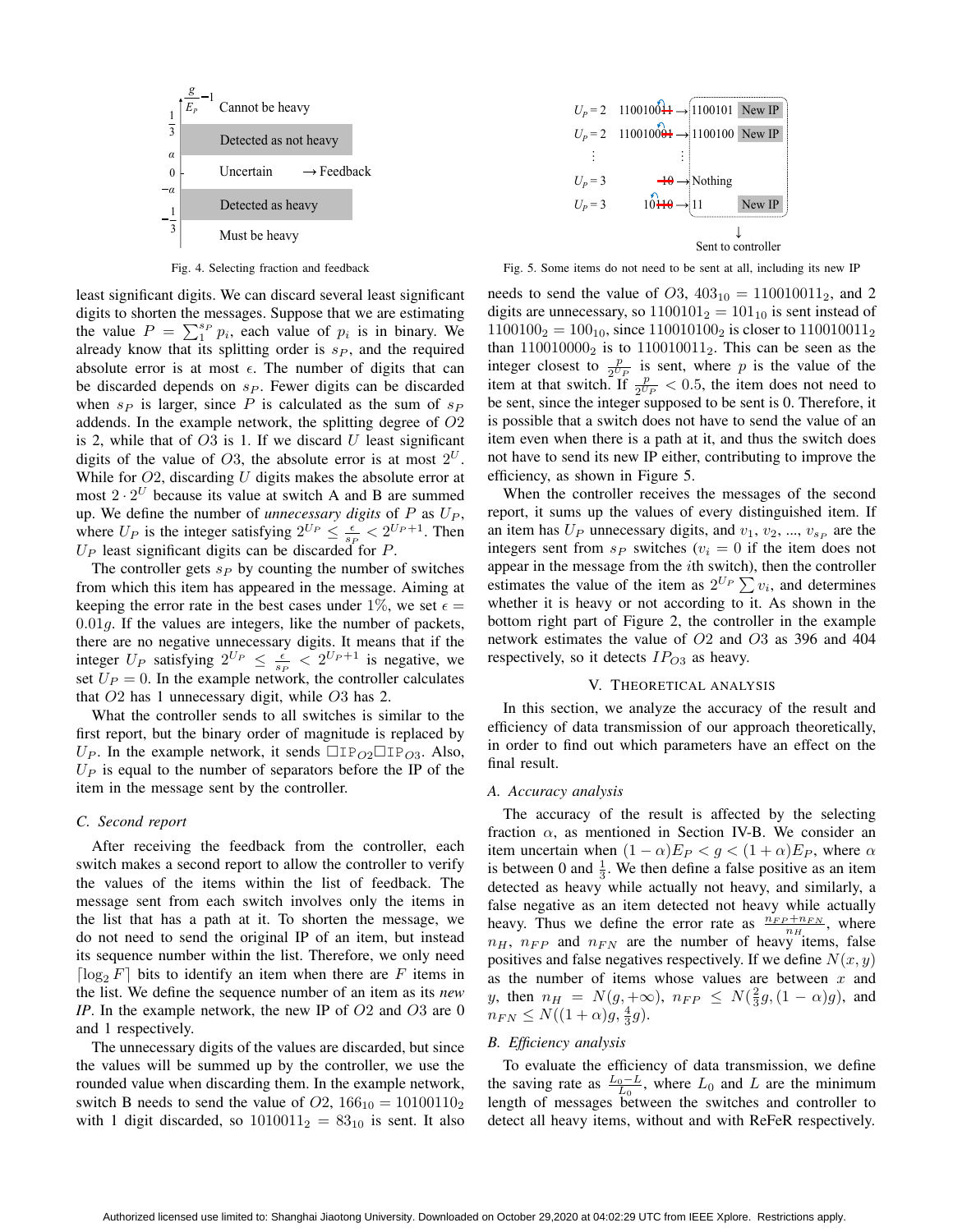Fig. 4. Selecting fraction and feedback

Fig. 5. Some items do not need to be sent at all, including its new IP

least significant digits. We can discard several least significant digits to shorten the messages. Suppose that we are estimating the value $P = \sum_{1}^{s_P} p_i$, each value of $p_i$ is in binary. We already know that its splitting order is $s_P$, and the required absolute error is at most $\epsilon$. The number of digits that can be discarded depends on $s_P$. Fewer digits can be discarded when $s_P$ is larger, since $P$ is calculated as the sum of $s_P$ addends. In the example network, the splitting degree of $O2$ is 2, while that of $O3$ is 1. If we discard $U$ least significant digits of the value of $O3$, the absolute error is at most $2^U$. While for $O2$, discarding $U$ digits makes the absolute error at most $2 \cdot 2^U$ because its value at switch A and B are summed up. We define the number of *unnecessary digits* of $P$ as $U_P$, where $U_P$ is the integer satisfying $2^{U_P} \le \frac{\epsilon}{s_P} < 2^{U_P+1}$. Then $U_P$ least significant digits can be discarded for $P$.

The controller gets $s_P$ by counting the number of switches from which this item has appeared in the message. Aiming at keeping the error rate in the best cases under 1%, we set $\epsilon = 0.01g$. If the values are integers, like the number of packets, there are no negative unnecessary digits. It means that if the integer $U_P$ satisfying $2^{U_P} \le \frac{\epsilon}{s_P} < 2^{U_P+1}$ is negative, we set $U_P = 0$. In the example network, the controller calculates that $O2$ has 1 unnecessary digit, while $O3$ has 2.

What the controller sends to all switches is similar to the first report, but the binary order of magnitude is replaced by $U_P$. In the example network, it sends □IP$_{O2}$□IP$_{O3}$. Also, $U_P$ is equal to the number of separators before the IP of the item in the message sent by the controller.

### C. Second report

After receiving the feedback from the controller, each switch makes a second report to allow the controller to verify the values of the items within the list of feedback. The message sent from each switch involves only the items in the list that has a path at it. To shorten the message, we do not need to send the original IP of an item, but instead its sequence number within the list. Therefore, we only need $\lceil \log_2 F \rceil$ bits to identify an item when there are $F$ items in the list. We define the sequence number of an item as its *new IP*. In the example network, the new IP of $O2$ and $O3$ are 0 and 1 respectively.

The unnecessary digits of the values are discarded, but since the values will be summed up by the controller, we use the rounded value when discarding them. In the example network, switch B needs to send the value of $O2$, $166_{10} = 10100110_2$ with 1 digit discarded, so $1010011_2 = 83_{10}$ is sent. It also needs to send the value of $O3$, $403_{10} = 110010011_2$, and 2 digits are unnecessary, so $1100101_2 = 101_{10}$ is sent instead of $1100100_2 = 100_{10}$, since $110010100_2$ is closer to $110010011_2$ than $110010000_2$ is to $110010011_2$. This can be seen as the integer closest to $\frac{p}{2^{U_P}}$ is sent, where $p$ is the value of the item at that switch. If $\frac{p}{2^{U_P}} < 0.5$, the item does not need to be sent, since the integer supposed to be sent is 0. Therefore, it is possible that a switch does not have to send the value of an item even when there is a path at it, and thus the switch does not have to send its new IP either, contributing to improve the efficiency, as shown in Figure 5.

When the controller receives the messages of the second report, it sums up the values of every distinguished item. If an item has $U_P$ unnecessary digits, and $v_1$, $v_2$, ..., $v_{s_P}$ are the integers sent from $s_P$ switches ($v_i = 0$ if the item does not appear in the message from the $i$th switch), then the controller estimates the value of the item as $2^{U_P} \sum v_i$, and determines whether it is heavy or not according to it. As shown in the bottom right part of Figure 2, the controller in the example network estimates the value of $O2$ and $O3$ as 396 and 404 respectively, so it detects $IP_{O3}$ as heavy.

## V. Theoretical Analysis

In this section, we analyze the accuracy of the result and efficiency of data transmission of our approach theoretically, in order to find out which parameters have an effect on the final result.

### A. Accuracy analysis

The accuracy of the result is affected by the selecting fraction $\alpha$, as mentioned in Section IV-B. We consider an item uncertain when $(1-\alpha)E_P < g < (1+\alpha)E_P$, where $\alpha$ is between 0 and $\frac{1}{3}$. We then define a false positive as an item detected as heavy while actually not heavy, and similarly, a false negative as an item detected not heavy while actually heavy. Thus we define the error rate as $\frac{n_{FP}+n_{FN}}{n_H}$, where $n_H$, $n_{FP}$ and $n_{FN}$ are the number of heavy items, false positives and false negatives respectively. If we define $N(x, y)$ as the number of items whose values are between $x$ and $y$, then $n_H = N(g, +\infty)$, $n_{FP} \le N(\frac{2}{3}g, (1-\alpha)g)$, and $n_{FN} \le N((1+\alpha)g, \frac{4}{3}g)$.

### B. Efficiency analysis

To evaluate the efficiency of data transmission, we define the saving rate as $\frac{L_0 - L}{L_0}$, where $L_0$ and $L$ are the minimum length of messages between the switches and controller to detect all heavy items, without and with ReFeR respectively.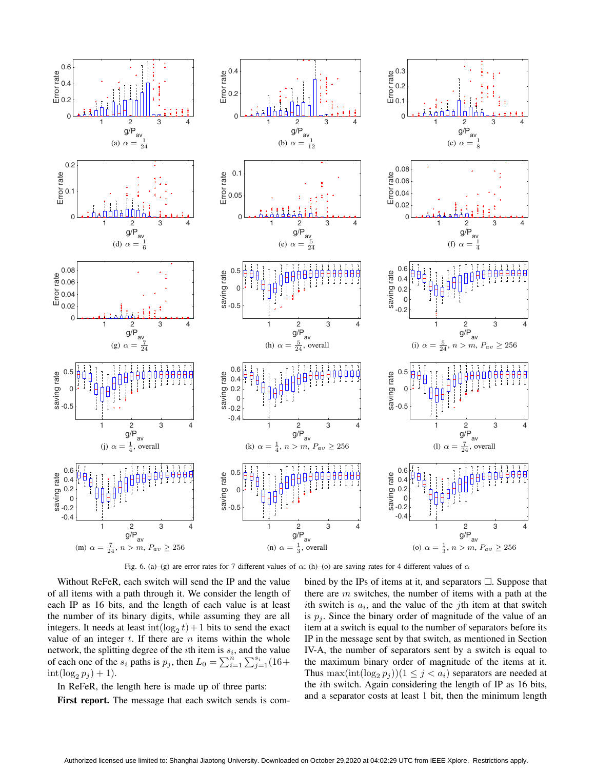Fig. 6. (a)–(g) are error rates for 7 different values of $\alpha$; (h)–(o) are saving rates for 4 different values of $\alpha$

Without ReFeR, each switch will send the IP and the value of all items with a path through it. We consider the length of each IP as 16 bits, and the length of each value is at least the number of its binary digits, while assuming they are all integers. It needs at least $\text{int}(\log_2 t)+1$ bits to send the exact value of an integer $t$. If there are $n$ items within the whole network, the splitting degree of the $i$th item is $s_i$, and the value of each one of the $s_i$ paths is $p_j$, then $L_0 = \sum_{i=1}^{n}\sum_{j=1}^{s_i}(16+\text{int}(\log_2 p_j)+1)$.

In ReFeR, the length here is made up of three parts:

**First report.** The message that each switch sends is combined by the IPs of items at it, and separators □. Suppose that there are $m$ switches, the number of items with a path at the $i$th switch is $a_i$, and the value of the $j$th item at that switch is $p_j$. Since the binary order of magnitude of the value of an item at a switch is equal to the number of separators before its IP in the message sent by that switch, as mentioned in Section IV-A, the number of separators sent by a switch is equal to the maximum binary order of magnitude of the items at it. Thus $\max(\text{int}(\log_2 p_j))(1 \le j < a_i)$ separators are needed at the $i$th switch. Again considering the length of IP as 16 bits, and a separator costs at least 1 bit, then the minimum length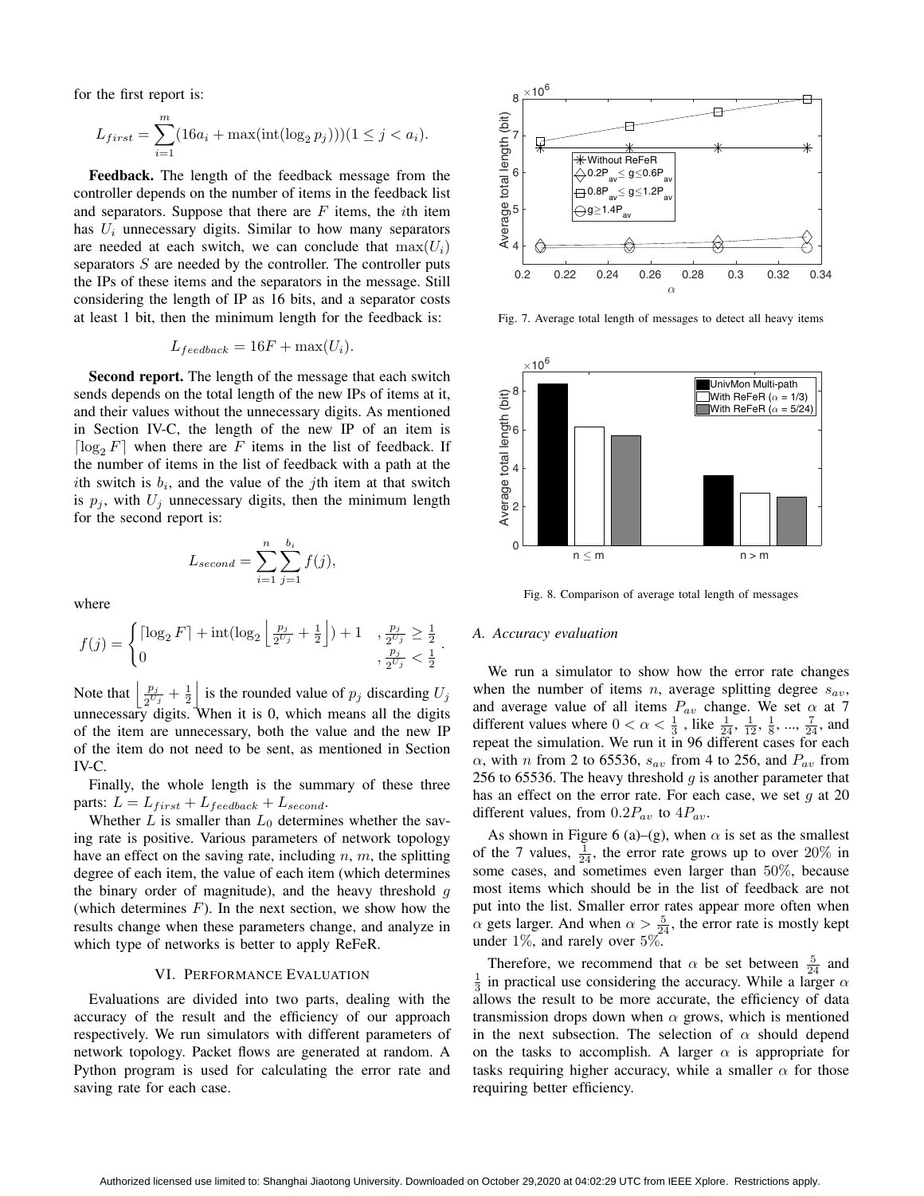for the first report is:

$$L_{first} = \sum_{i=1}^{m} (16a_i + \max(\text{int}(\log_2 p_j)))(1 \leq j < a_i).$$

**Feedback.** The length of the feedback message from the controller depends on the number of items in the feedback list and separators. Suppose that there are $F$ items, the $i$th item has $U_i$ unnecessary digits. Similar to how many separators are needed at each switch, we can conclude that $\max(U_i)$ separators $S$ are needed by the controller. The controller puts the IPs of these items and the separators in the message. Still considering the length of IP as 16 bits, and a separator costs at least 1 bit, then the minimum length for the feedback is:

$$L_{feedback} = 16F + \max(U_i).$$

**Second report.** The length of the message that each switch sends depends on the total length of the new IPs of items at it, and their values without the unnecessary digits. As mentioned in Section IV-C, the length of the new IP of an item is $\lceil \log_2 F \rceil$ when there are $F$ items in the list of feedback. If the number of items in the list of feedback with a path at the $i$th switch is $b_i$, and the value of the $j$th item at that switch is $p_j$, with $U_j$ unnecessary digits, then the minimum length for the second report is:

$$L_{second} = \sum_{i=1}^{n} \sum_{j=1}^{b_i} f(j),$$

where

$$f(j) = \begin{cases} \lceil \log_2 F \rceil + \text{int}(\log_2 \left\lfloor \frac{p_j}{2^{U_j}} + \frac{1}{2} \right\rfloor) + 1 & , \frac{p_j}{2^{U_j}} \geq \frac{1}{2} \\ 0 & , \frac{p_j}{2^{U_j}} < \frac{1}{2} \end{cases}.$$

Note that $\left\lfloor \frac{p_j}{2^{U_j}} + \frac{1}{2} \right\rfloor$ is the rounded value of $p_j$ discarding $U_j$ unnecessary digits. When it is 0, which means all the digits of the item are unnecessary, both the value and the new IP of the item do not need to be sent, as mentioned in Section IV-C.

Finally, the whole length is the summary of these three parts: $L = L_{first} + L_{feedback} + L_{second}$.

Whether $L$ is smaller than $L_0$ determines whether the saving rate is positive. Various parameters of network topology have an effect on the saving rate, including $n$, $m$, the splitting degree of each item, the value of each item (which determines the binary order of magnitude), and the heavy threshold $g$ (which determines $F$). In the next section, we show how the results change when these parameters change, and analyze in which type of networks is better to apply ReFeR.

## VI. Performance Evaluation

Evaluations are divided into two parts, dealing with the accuracy of the result and the efficiency of our approach respectively. We run simulators with different parameters of network topology. Packet flows are generated at random. A Python program is used for calculating the error rate and saving rate for each case.

Fig. 7. Average total length of messages to detect all heavy items

Fig. 8. Comparison of average total length of messages

### A. Accuracy evaluation

We run a simulator to show how the error rate changes when the number of items $n$, average splitting degree $s_{av}$, and average value of all items $P_{av}$ change. We set $\alpha$ at 7 different values where $0 < \alpha < \frac{1}{3}$ , like $\frac{1}{24}$, $\frac{1}{12}$, $\frac{1}{8}$, ..., $\frac{7}{24}$, and repeat the simulation. We run it in 96 different cases for each $\alpha$, with $n$ from 2 to 65536, $s_{av}$ from 4 to 256, and $P_{av}$ from 256 to 65536. The heavy threshold $g$ is another parameter that has an effect on the error rate. For each case, we set $g$ at 20 different values, from $0.2P_{av}$ to $4P_{av}$.

As shown in Figure 6 (a)–(g), when $\alpha$ is set as the smallest of the 7 values, $\frac{1}{24}$, the error rate grows up to over 20% in some cases, and sometimes even larger than 50%, because most items which should be in the list of feedback are not put into the list. Smaller error rates appear more often when $\alpha$ gets larger. And when $\alpha > \frac{5}{24}$, the error rate is mostly kept under 1%, and rarely over 5%.

Therefore, we recommend that $\alpha$ be set between $\frac{5}{24}$ and $\frac{1}{3}$ in practical use considering the accuracy. While a larger $\alpha$ allows the result to be more accurate, the efficiency of data transmission drops down when $\alpha$ grows, which is mentioned in the next subsection. The selection of $\alpha$ should depend on the tasks to accomplish. A larger $\alpha$ is appropriate for tasks requiring higher accuracy, while a smaller $\alpha$ for those requiring better efficiency.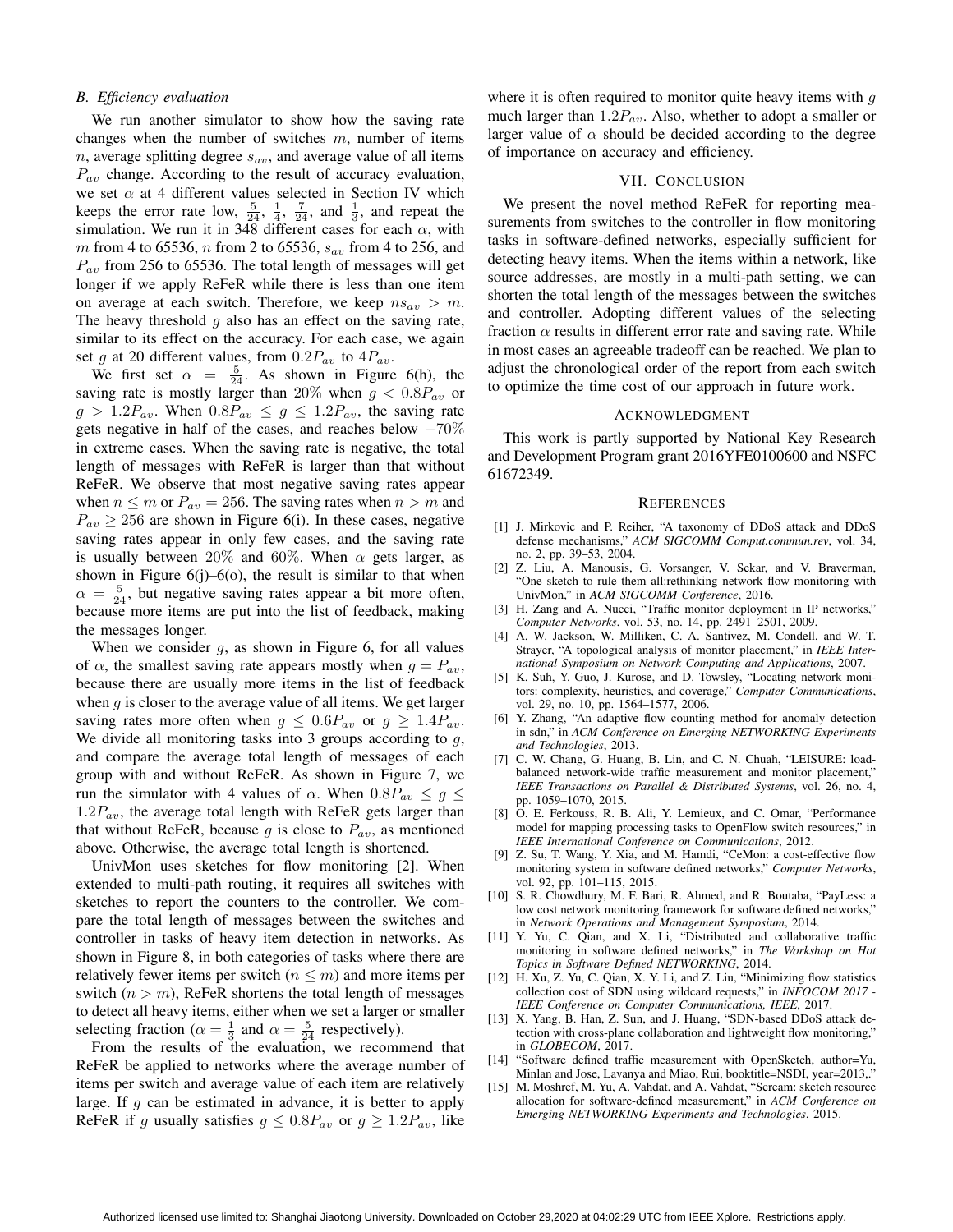### B. Efficiency evaluation

We run another simulator to show how the saving rate changes when the number of switches $m$, number of items $n$, average splitting degree $s_{av}$, and average value of all items $P_{av}$ change. According to the result of accuracy evaluation, we set $\alpha$ at 4 different values selected in Section IV which keeps the error rate low, $\frac{5}{24}$, $\frac{1}{4}$, $\frac{7}{24}$, and $\frac{1}{3}$, and repeat the simulation. We run it in 348 different cases for each $\alpha$, with $m$ from 4 to 65536, $n$ from 2 to 65536, $s_{av}$ from 4 to 256, and $P_{av}$ from 256 to 65536. The total length of messages will get longer if we apply ReFeR while there is less than one item on average at each switch. Therefore, we keep $ns_{av} > m$. The heavy threshold $g$ also has an effect on the saving rate, similar to its effect on the accuracy. For each case, we again set $g$ at 20 different values, from $0.2P_{av}$ to $4P_{av}$.

We first set $\alpha = \frac{5}{24}$. As shown in Figure 6(h), the saving rate is mostly larger than 20% when $g < 0.8P_{av}$ or $g > 1.2P_{av}$. When $0.8P_{av} \le g \le 1.2P_{av}$, the saving rate gets negative in half of the cases, and reaches below $-70\%$ in extreme cases. When the saving rate is negative, the total length of messages with ReFeR is larger than that without ReFeR. We observe that most negative saving rates appear when $n \le m$ or $P_{av} = 256$. The saving rates when $n > m$ and $P_{av} \ge 256$ are shown in Figure 6(i). In these cases, negative saving rates appear in only few cases, and the saving rate is usually between 20% and 60%. When $\alpha$ gets larger, as shown in Figure 6(j)–6(o), the result is similar to that when $\alpha = \frac{5}{24}$, but negative saving rates appear a bit more often, because more items are put into the list of feedback, making the messages longer.

When we consider $g$, as shown in Figure 6, for all values of $\alpha$, the smallest saving rate appears mostly when $g = P_{av}$, because there are usually more items in the list of feedback when $g$ is closer to the average value of all items. We get larger saving rates more often when $g \le 0.6P_{av}$ or $g \ge 1.4P_{av}$. We divide all monitoring tasks into 3 groups according to $g$, and compare the average total length of messages of each group with and without ReFeR. As shown in Figure 7, we run the simulator with 4 values of $\alpha$. When $0.8P_{av} \le g \le 1.2P_{av}$, the average total length with ReFeR gets larger than that without ReFeR, because $g$ is close to $P_{av}$, as mentioned above. Otherwise, the average total length is shortened.

UnivMon uses sketches for flow monitoring [2]. When extended to multi-path routing, it requires all switches with sketches to report the counters to the controller. We compare the total length of messages between the switches and controller in tasks of heavy item detection in networks. As shown in Figure 8, in both categories of tasks where there are relatively fewer items per switch ($n \le m$) and more items per switch ($n > m$), ReFeR shortens the total length of messages to detect all heavy items, either when we set a larger or smaller selecting fraction ($\alpha = \frac{1}{3}$ and $\alpha = \frac{5}{24}$ respectively).

From the results of the evaluation, we recommend that ReFeR be applied to networks where the average number of items per switch and average value of each item are relatively large. If $g$ can be estimated in advance, it is better to apply ReFeR if $g$ usually satisfies $g \le 0.8P_{av}$ or $g \ge 1.2P_{av}$, like where it is often required to monitor quite heavy items with $g$ much larger than $1.2P_{av}$. Also, whether to adopt a smaller or larger value of $\alpha$ should be decided according to the degree of importance on accuracy and efficiency.

## VII. Conclusion

We present the novel method ReFeR for reporting measurements from switches to the controller in flow monitoring tasks in software-defined networks, especially sufficient for detecting heavy items. When the items within a network, like source addresses, are mostly in a multi-path setting, we can shorten the total length of the messages between the switches and controller. Adopting different values of the selecting fraction $\alpha$ results in different error rate and saving rate. While in most cases an agreeable tradeoff can be reached. We plan to adjust the chronological order of the report from each switch to optimize the time cost of our approach in future work.

## Acknowledgment

This work is partly supported by National Key Research and Development Program grant 2016YFE0100600 and NSFC 61672349.

## References

[1] J. Mirkovic and P. Reiher, "A taxonomy of DDoS attack and DDoS defense mechanisms," *ACM SIGCOMM Comput.commun.rev*, vol. 34, no. 2, pp. 39–53, 2004.

[2] Z. Liu, A. Manousis, G. Vorsanger, V. Sekar, and V. Braverman, "One sketch to rule them all:rethinking network flow monitoring with UnivMon," in *ACM SIGCOMM Conference*, 2016.

[3] H. Zang and A. Nucci, "Traffic monitor deployment in IP networks," *Computer Networks*, vol. 53, no. 14, pp. 2491–2501, 2009.

[4] A. W. Jackson, W. Milliken, C. A. Santivez, M. Condell, and W. T. Strayer, "A topological analysis of monitor placement," in *IEEE International Symposium on Network Computing and Applications*, 2007.

[5] K. Suh, Y. Guo, J. Kurose, and D. Towsley, "Locating network monitors: complexity, heuristics, and coverage," *Computer Communications*, vol. 29, no. 10, pp. 1564–1577, 2006.

[6] Y. Zhang, "An adaptive flow counting method for anomaly detection in sdn," in *ACM Conference on Emerging NETWORKING Experiments and Technologies*, 2013.

[7] C. W. Chang, G. Huang, B. Lin, and C. N. Chuah, "LEISURE: load-balanced network-wide traffic measurement and monitor placement," *IEEE Transactions on Parallel & Distributed Systems*, vol. 26, no. 4, pp. 1059–1070, 2015.

[8] O. E. Ferkouss, R. B. Ali, Y. Lemieux, and C. Omar, "Performance model for mapping processing tasks to OpenFlow switch resources," in *IEEE International Conference on Communications*, 2012.

[9] Z. Su, T. Wang, Y. Xia, and M. Hamdi, "CeMon: a cost-effective flow monitoring system in software defined networks," *Computer Networks*, vol. 92, pp. 101–115, 2015.

[10] S. R. Chowdhury, M. F. Bari, R. Ahmed, and R. Boutaba, "PayLess: a low cost network monitoring framework for software defined networks," in *Network Operations and Management Symposium*, 2014.

[11] Y. Yu, C. Qian, and X. Li, "Distributed and collaborative traffic monitoring in software defined networks," in *The Workshop on Hot Topics in Software Defined NETWORKING*, 2014.

[12] H. Xu, Z. Yu, C. Qian, X. Y. Li, and Z. Liu, "Minimizing flow statistics collection cost of SDN using wildcard requests," in *INFOCOM 2017 - IEEE Conference on Computer Communications, IEEE*, 2017.

[13] X. Yang, B. Han, Z. Sun, and J. Huang, "SDN-based DDoS attack detection with cross-plane collaboration and lightweight flow monitoring," in *GLOBECOM*, 2017.

[14] "Software defined traffic measurement with OpenSketch, author=Yu, Minlan and Jose, Lavanya and Miao, Rui, booktitle=NSDI, year=2013,."

[15] M. Moshref, M. Yu, A. Vahdat, and A. Vahdat, "Scream: sketch resource allocation for software-defined measurement," in *ACM Conference on Emerging NETWORKING Experiments and Technologies*, 2015.